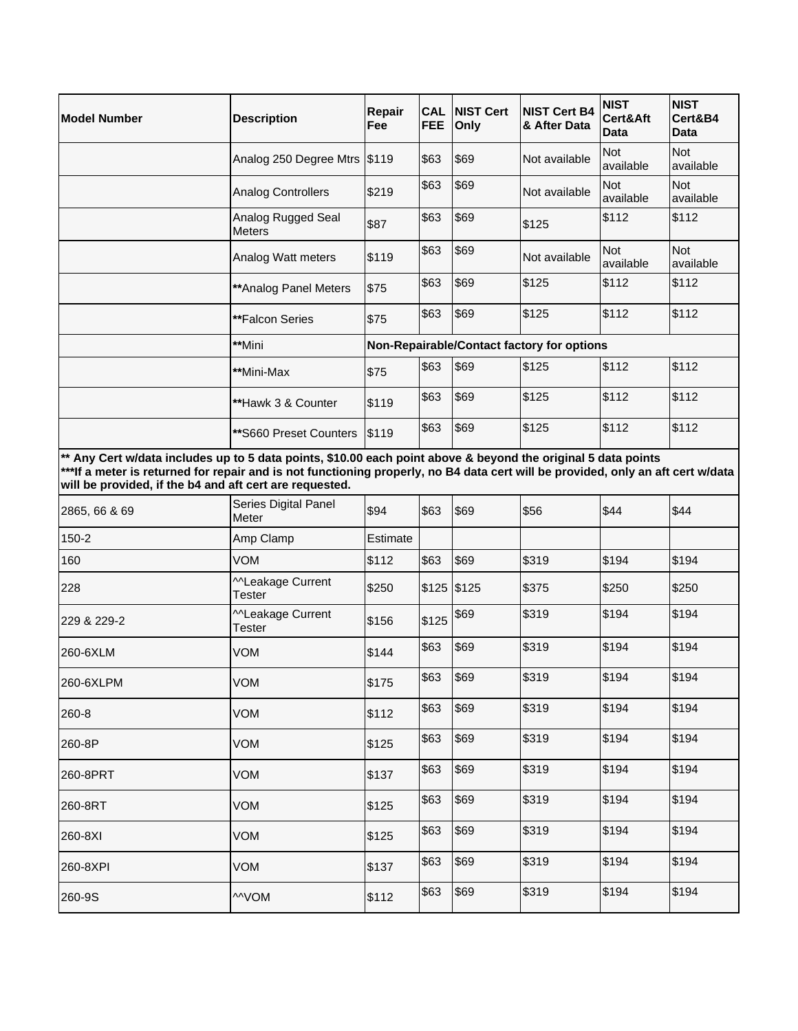| Model Number | Description | Repair Fee | CAL FEE | NIST Cert Only | NIST Cert B4 & After Data | NIST Cert&Aft Data | NIST Cert&B4 Data |
|---|---|---|---|---|---|---|---|
| | Analog 250 Degree Mtrs | $119 | $63 | $69 | Not available | Not available | Not available |
| | Analog Controllers | $219 | $63 | $69 | Not available | Not available | Not available |
| | Analog Rugged Seal Meters | $87 | $63 | $69 | $125 | $112 | $112 |
| | Analog Watt meters | $119 | $63 | $69 | Not available | Not available | Not available |
| | **Analog Panel Meters | $75 | $63 | $69 | $125 | $112 | $112 |
| | **Falcon Series | $75 | $63 | $69 | $125 | $112 | $112 |
| | **Mini | **Non-Repairable/Contact factory for options** | | | | | |
| | **Mini-Max | $75 | $63 | $69 | $125 | $112 | $112 |
| | **Hawk 3 & Counter | $119 | $63 | $69 | $125 | $112 | $112 |
| | **S660 Preset Counters | $119 | $63 | $69 | $125 | $112 | $112 |
| **\*\* Any Cert w/data includes up to 5 data points, $10.00 each point above & beyond the original 5 data points \*\*\*If a meter is returned for repair and is not functioning properly, no B4 data cert will be provided, only an aft cert w/data will be provided, if the b4 and aft cert are requested.** | | | | | | | |
| 2865, 66 & 69 | Series Digital Panel Meter | $94 | $63 | $69 | $56 | $44 | $44 |
| 150-2 | Amp Clamp | Estimate | | | | | |
| 160 | VOM | $112 | $63 | $69 | $319 | $194 | $194 |
| 228 | ^^Leakage Current Tester | $250 | $125 | $125 | $375 | $250 | $250 |
| 229 & 229-2 | ^^Leakage Current Tester | $156 | $125 | $69 | $319 | $194 | $194 |
| 260-6XLM | VOM | $144 | $63 | $69 | $319 | $194 | $194 |
| 260-6XLPM | VOM | $175 | $63 | $69 | $319 | $194 | $194 |
| 260-8 | VOM | $112 | $63 | $69 | $319 | $194 | $194 |
| 260-8P | VOM | $125 | $63 | $69 | $319 | $194 | $194 |
| 260-8PRT | VOM | $137 | $63 | $69 | $319 | $194 | $194 |
| 260-8RT | VOM | $125 | $63 | $69 | $319 | $194 | $194 |
| 260-8XI | VOM | $125 | $63 | $69 | $319 | $194 | $194 |
| 260-8XPI | VOM | $137 | $63 | $69 | $319 | $194 | $194 |
| 260-9S | ^^VOM | $112 | $63 | $69 | $319 | $194 | $194 |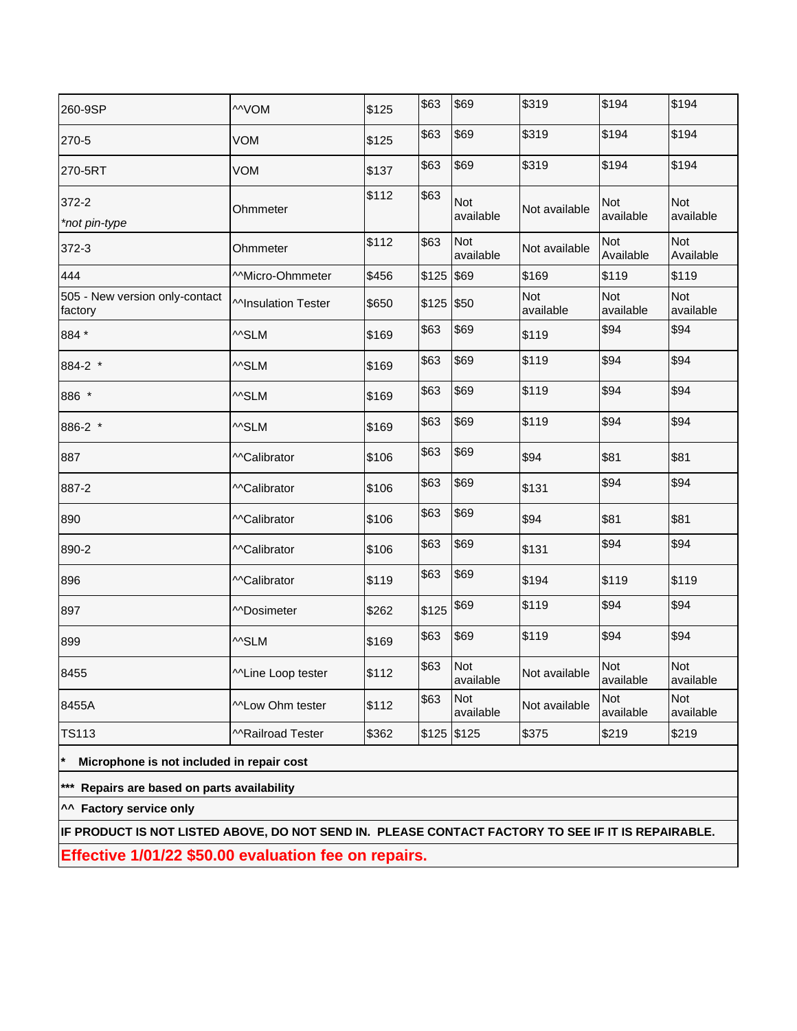| | | | | | | | |
|---|---|---|---|---|---|---|---|
| 260-9SP | ^^VOM | $125 | $63 | $69 | $319 | $194 | $194 |
| 270-5 | VOM | $125 | $63 | $69 | $319 | $194 | $194 |
| 270-5RT | VOM | $137 | $63 | $69 | $319 | $194 | $194 |
| 372-2 *not pin-type* | Ohmmeter | $112 | $63 | Not available | Not available | Not available | Not available |
| 372-3 | Ohmmeter | $112 | $63 | Not available | Not available | Not Available | Not Available |
| 444 | ^^Micro-Ohmmeter | $456 | $125 | $69 | $169 | $119 | $119 |
| 505 - New version only-contact factory | ^^Insulation Tester | $650 | $125 | $50 | Not available | Not available | Not available |
| 884 * | ^^SLM | $169 | $63 | $69 | $119 | $94 | $94 |
| 884-2 * | ^^SLM | $169 | $63 | $69 | $119 | $94 | $94 |
| 886 * | ^^SLM | $169 | $63 | $69 | $119 | $94 | $94 |
| 886-2 * | ^^SLM | $169 | $63 | $69 | $119 | $94 | $94 |
| 887 | ^^Calibrator | $106 | $63 | $69 | $94 | $81 | $81 |
| 887-2 | ^^Calibrator | $106 | $63 | $69 | $131 | $94 | $94 |
| 890 | ^^Calibrator | $106 | $63 | $69 | $94 | $81 | $81 |
| 890-2 | ^^Calibrator | $106 | $63 | $69 | $131 | $94 | $94 |
| 896 | ^^Calibrator | $119 | $63 | $69 | $194 | $119 | $119 |
| 897 | ^^Dosimeter | $262 | $125 | $69 | $119 | $94 | $94 |
| 899 | ^^SLM | $169 | $63 | $69 | $119 | $94 | $94 |
| 8455 | ^^Line Loop tester | $112 | $63 | Not available | Not available | Not available | Not available |
| 8455A | ^^Low Ohm tester | $112 | $63 | Not available | Not available | Not available | Not available |
| TS113 | ^^Railroad Tester | $362 | $125 | $125 | $375 | $219 | $219 |

**\* Microphone is not included in repair cost**

**\*\*\* Repairs are based on parts availability**

**^^ Factory service only**

**IF PRODUCT IS NOT LISTED ABOVE, DO NOT SEND IN. PLEASE CONTACT FACTORY TO SEE IF IT IS REPAIRABLE.**

**Effective 1/01/22 $50.00 evaluation fee on repairs.**